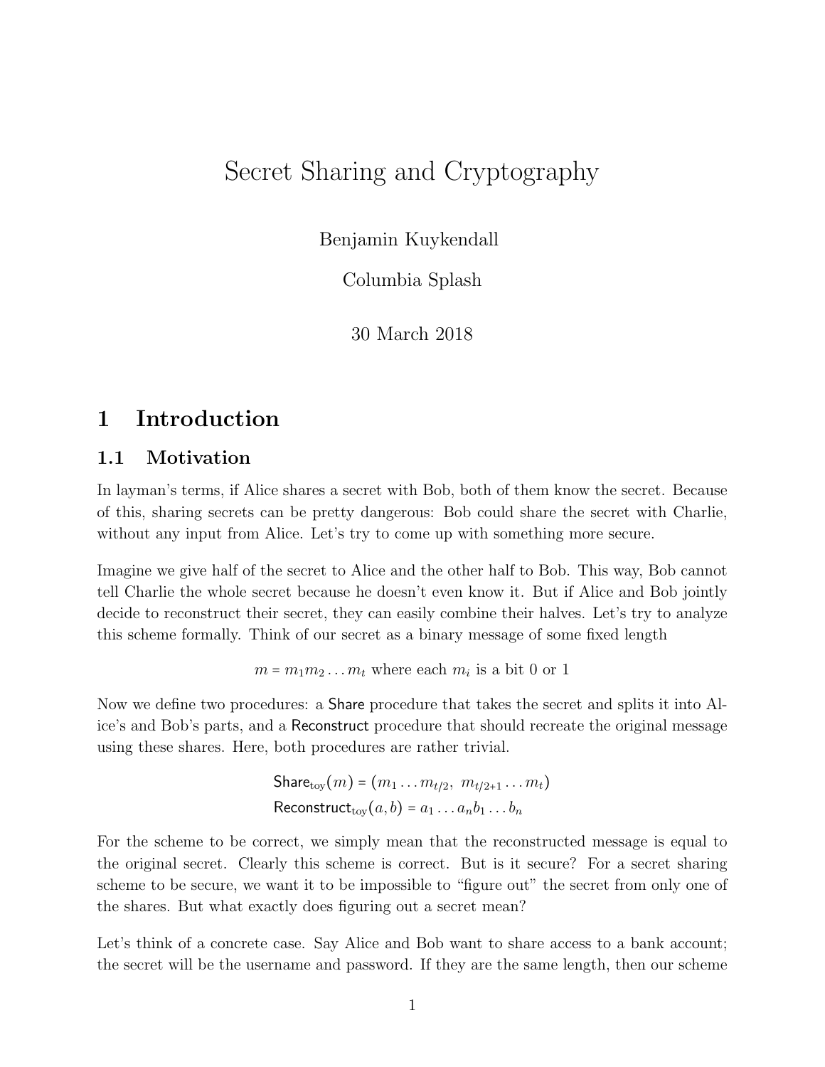# Secret Sharing and Cryptography

Benjamin Kuykendall

Columbia Splash

30 March 2018

## 1 Introduction

### 1.1 Motivation

In layman's terms, if Alice shares a secret with Bob, both of them know the secret. Because of this, sharing secrets can be pretty dangerous: Bob could share the secret with Charlie, without any input from Alice. Let's try to come up with something more secure.

Imagine we give half of the secret to Alice and the other half to Bob. This way, Bob cannot tell Charlie the whole secret because he doesn't even know it. But if Alice and Bob jointly decide to reconstruct their secret, they can easily combine their halves. Let's try to analyze this scheme formally. Think of our secret as a binary message of some fixed length

$$m = m_1 m_2 \ldots m_t \text{ where each } m_i \text{ is a bit 0 or 1}$$

Now we define two procedures: a Share procedure that takes the secret and splits it into Alice's and Bob's parts, and a Reconstruct procedure that should recreate the original message using these shares. Here, both procedures are rather trivial.

$$\mathsf{Share}_{\text{toy}}(m) = (m_1 \ldots m_{t/2},\ m_{t/2+1} \ldots m_t)$$
$$\mathsf{Reconstruct}_{\text{toy}}(a, b) = a_1 \ldots a_n b_1 \ldots b_n$$

For the scheme to be correct, we simply mean that the reconstructed message is equal to the original secret. Clearly this scheme is correct. But is it secure? For a secret sharing scheme to be secure, we want it to be impossible to "figure out" the secret from only one of the shares. But what exactly does figuring out a secret mean?

Let's think of a concrete case. Say Alice and Bob want to share access to a bank account; the secret will be the username and password. If they are the same length, then our scheme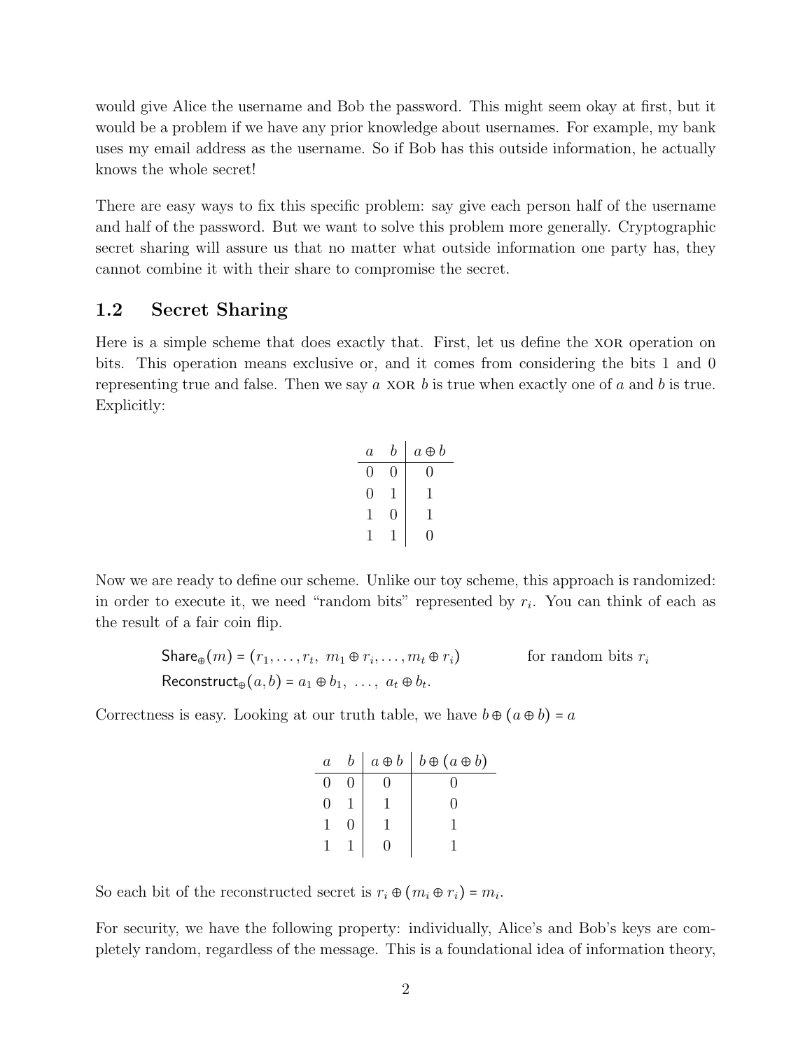would give Alice the username and Bob the password. This might seem okay at first, but it would be a problem if we have any prior knowledge about usernames. For example, my bank uses my email address as the username. So if Bob has this outside information, he actually knows the whole secret!

There are easy ways to fix this specific problem: say give each person half of the username and half of the password. But we want to solve this problem more generally. Cryptographic secret sharing will assure us that no matter what outside information one party has, they cannot combine it with their share to compromise the secret.

## 1.2 Secret Sharing

Here is a simple scheme that does exactly that. First, let us define the XOR operation on bits. This operation means exclusive or, and it comes from considering the bits 1 and 0 representing true and false. Then we say $a$ XOR $b$ is true when exactly one of $a$ and $b$ is true. Explicitly:

| $a$ | $b$ | $a \oplus b$ |
|---|---|---|
| 0 | 0 | 0 |
| 0 | 1 | 1 |
| 1 | 0 | 1 |
| 1 | 1 | 0 |

Now we are ready to define our scheme. Unlike our toy scheme, this approach is randomized: in order to execute it, we need "random bits" represented by $r_i$. You can think of each as the result of a fair coin flip.

$$\mathsf{Share}_{\oplus}(m) = (r_1, \ldots, r_t,\ m_1 \oplus r_i, \ldots, m_t \oplus r_i) \qquad \text{for random bits } r_i$$
$$\mathsf{Reconstruct}_{\oplus}(a, b) = a_1 \oplus b_1,\ \ldots,\ a_t \oplus b_t.$$

Correctness is easy. Looking at our truth table, we have $b \oplus (a \oplus b) = a$

| $a$ | $b$ | $a \oplus b$ | $b \oplus (a \oplus b)$ |
|---|---|---|---|
| 0 | 0 | 0 | 0 |
| 0 | 1 | 1 | 0 |
| 1 | 0 | 1 | 1 |
| 1 | 1 | 0 | 1 |

So each bit of the reconstructed secret is $r_i \oplus (m_i \oplus r_i) = m_i$.

For security, we have the following property: individually, Alice's and Bob's keys are completely random, regardless of the message. This is a foundational idea of information theory,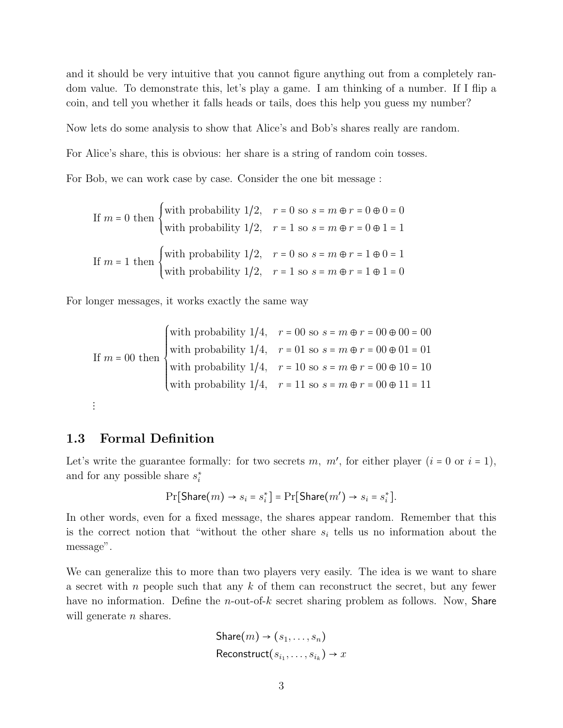and it should be very intuitive that you cannot figure anything out from a completely random value. To demonstrate this, let's play a game. I am thinking of a number. If I flip a coin, and tell you whether it falls heads or tails, does this help you guess my number?

Now lets do some analysis to show that Alice's and Bob's shares really are random.

For Alice's share, this is obvious: her share is a string of random coin tosses.

For Bob, we can work case by case. Consider the one bit message :

$$\text{If } m = 0 \text{ then } \begin{cases} \text{with probability } 1/2, & r = 0 \text{ so } s = m \oplus r = 0 \oplus 0 = 0 \\ \text{with probability } 1/2, & r = 1 \text{ so } s = m \oplus r = 0 \oplus 1 = 1 \end{cases}$$

$$\text{If } m = 1 \text{ then } \begin{cases} \text{with probability } 1/2, & r = 0 \text{ so } s = m \oplus r = 1 \oplus 0 = 1 \\ \text{with probability } 1/2, & r = 1 \text{ so } s = m \oplus r = 1 \oplus 1 = 0 \end{cases}$$

For longer messages, it works exactly the same way

$$\text{If } m = 00 \text{ then } \begin{cases} \text{with probability } 1/4, & r = 00 \text{ so } s = m \oplus r = 00 \oplus 00 = 00 \\ \text{with probability } 1/4, & r = 01 \text{ so } s = m \oplus r = 00 \oplus 01 = 01 \\ \text{with probability } 1/4, & r = 10 \text{ so } s = m \oplus r = 00 \oplus 10 = 10 \\ \text{with probability } 1/4, & r = 11 \text{ so } s = m \oplus r = 00 \oplus 11 = 11 \end{cases}$$

$\vdots$

## 1.3 Formal Definition

Let's write the guarantee formally: for two secrets $m,\ m'$, for either player ($i = 0$ or $i = 1$), and for any possible share $s_i^*$

$$\Pr[\mathsf{Share}(m) \to s_i = s_i^*] = \Pr[\mathsf{Share}(m') \to s_i = s_i^*].$$

In other words, even for a fixed message, the shares appear random. Remember that this is the correct notion that "without the other share $s_i$ tells us no information about the message".

We can generalize this to more than two players very easily. The idea is we want to share a secret with $n$ people such that any $k$ of them can reconstruct the secret, but any fewer have no information. Define the $n$-out-of-$k$ secret sharing problem as follows. Now, $\mathsf{Share}$ will generate $n$ shares.

$$\mathsf{Share}(m) \to (s_1, \ldots, s_n)$$
$$\mathsf{Reconstruct}(s_{i_1}, \ldots, s_{i_k}) \to x$$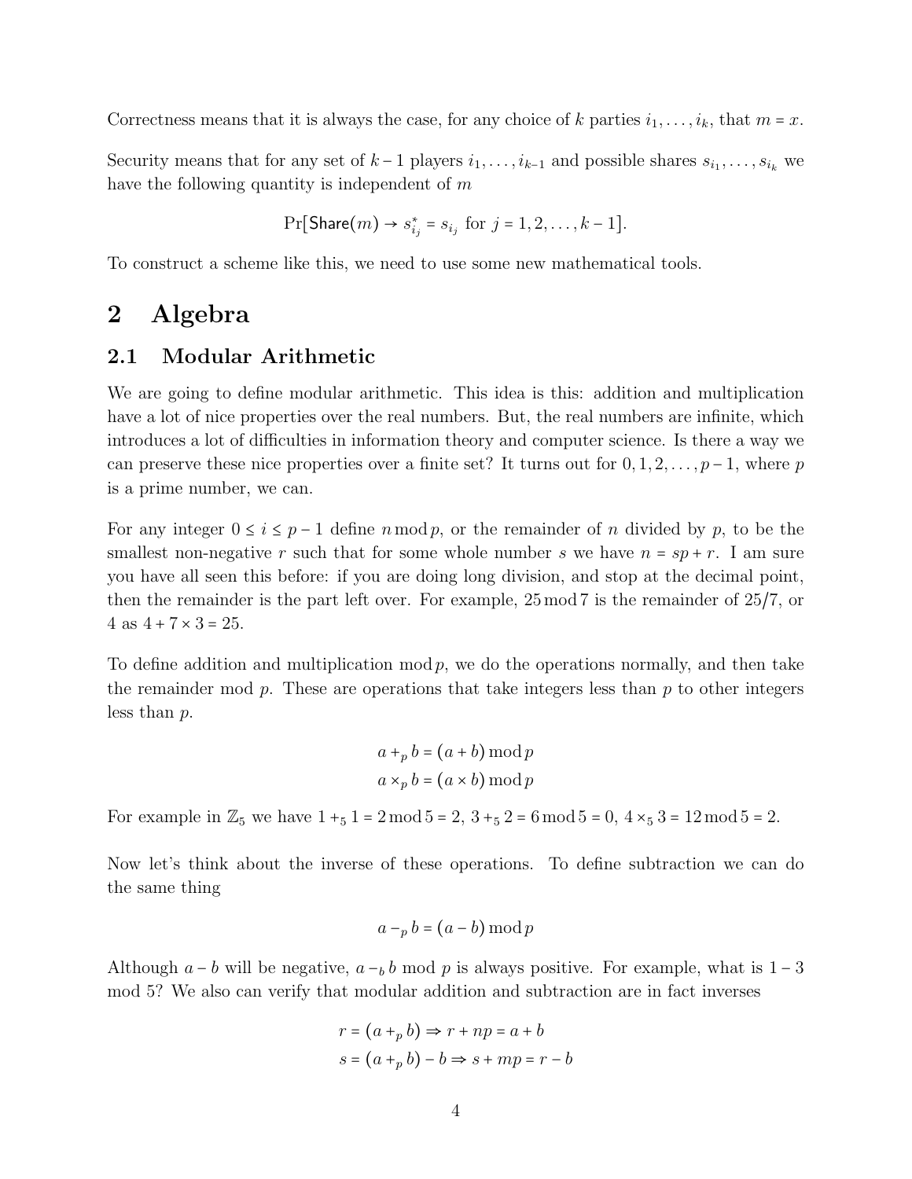Correctness means that it is always the case, for any choice of $k$ parties $i_1, \ldots, i_k$, that $m = x$.

Security means that for any set of $k-1$ players $i_1, \ldots, i_{k-1}$ and possible shares $s_{i_1}, \ldots, s_{i_k}$ we have the following quantity is independent of $m$

$$\Pr[\mathsf{Share}(m) \to s^*_{i_j} = s_{i_j} \text{ for } j = 1, 2, \ldots, k-1].$$

To construct a scheme like this, we need to use some new mathematical tools.

# 2 Algebra

## 2.1 Modular Arithmetic

We are going to define modular arithmetic. This idea is this: addition and multiplication have a lot of nice properties over the real numbers. But, the real numbers are infinite, which introduces a lot of difficulties in information theory and computer science. Is there a way we can preserve these nice properties over a finite set? It turns out for $0, 1, 2, \ldots, p-1$, where $p$ is a prime number, we can.

For any integer $0 \le i \le p-1$ define $n \bmod p$, or the remainder of $n$ divided by $p$, to be the smallest non-negative $r$ such that for some whole number $s$ we have $n = sp + r$. I am sure you have all seen this before: if you are doing long division, and stop at the decimal point, then the remainder is the part left over. For example, $25 \bmod 7$ is the remainder of $25/7$, or 4 as $4 + 7 \times 3 = 25$.

To define addition and multiplication $\bmod p$, we do the operations normally, and then take the remainder mod $p$. These are operations that take integers less than $p$ to other integers less than $p$.

$$a +_p b = (a + b) \bmod p$$
$$a \times_p b = (a \times b) \bmod p$$

For example in $\mathbb{Z}_5$ we have $1 +_5 1 = 2 \bmod 5 = 2$, $3 +_5 2 = 6 \bmod 5 = 0$, $4 \times_5 3 = 12 \bmod 5 = 2$.

Now let's think about the inverse of these operations. To define subtraction we can do the same thing

$$a -_p b = (a - b) \bmod p$$

Although $a - b$ will be negative, $a -_b b$ mod $p$ is always positive. For example, what is $1 - 3$ mod 5? We also can verify that modular addition and subtraction are in fact inverses

$$r = (a +_p b) \Rightarrow r + np = a + b$$
$$s = (a +_p b) - b \Rightarrow s + mp = r - b$$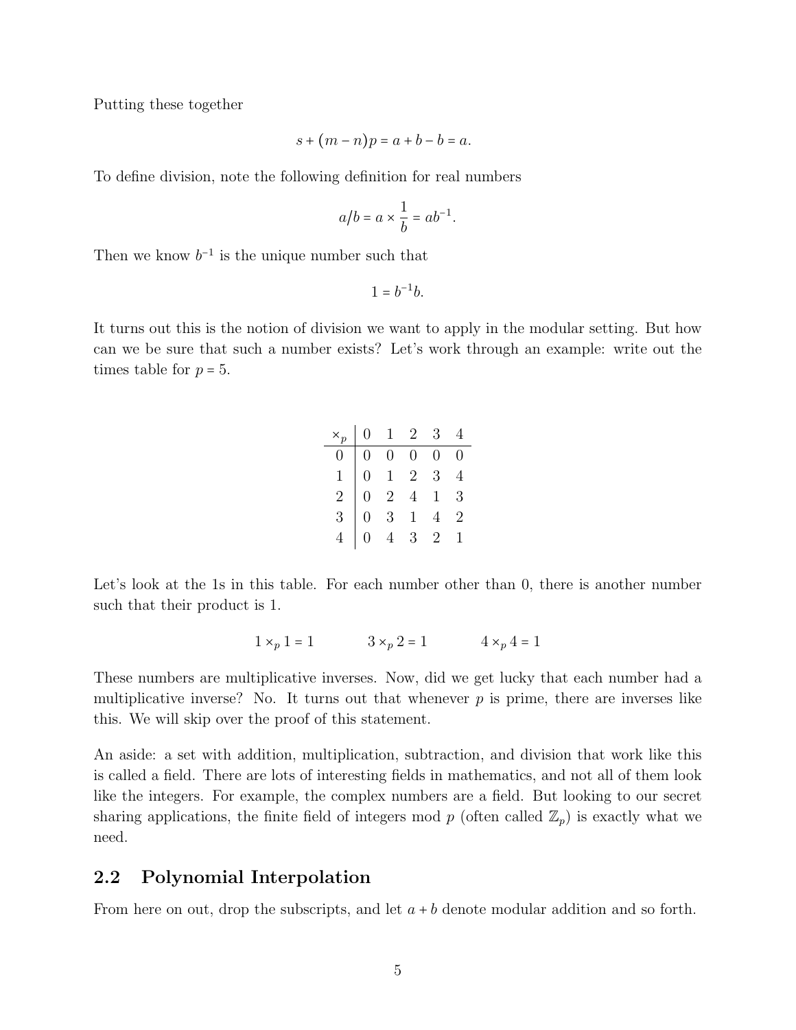Putting these together

$$s + (m - n)p = a + b - b = a.$$

To define division, note the following definition for real numbers

$$a/b = a \times \frac{1}{b} = ab^{-1}.$$

Then we know $b^{-1}$ is the unique number such that

$$1 = b^{-1}b.$$

It turns out this is the notion of division we want to apply in the modular setting. But how can we be sure that such a number exists? Let's work through an example: write out the times table for $p = 5$.

| $\times_p$ | 0 | 1 | 2 | 3 | 4 |
|---|---|---|---|---|---|
| 0 | 0 | 0 | 0 | 0 | 0 |
| 1 | 0 | 1 | 2 | 3 | 4 |
| 2 | 0 | 2 | 4 | 1 | 3 |
| 3 | 0 | 3 | 1 | 4 | 2 |
| 4 | 0 | 4 | 3 | 2 | 1 |

Let's look at the 1s in this table. For each number other than 0, there is another number such that their product is 1.

$$1 \times_p 1 = 1 \qquad 3 \times_p 2 = 1 \qquad 4 \times_p 4 = 1$$

These numbers are multiplicative inverses. Now, did we get lucky that each number had a multiplicative inverse? No. It turns out that whenever $p$ is prime, there are inverses like this. We will skip over the proof of this statement.

An aside: a set with addition, multiplication, subtraction, and division that work like this is called a field. There are lots of interesting fields in mathematics, and not all of them look like the integers. For example, the complex numbers are a field. But looking to our secret sharing applications, the finite field of integers mod $p$ (often called $\mathbb{Z}_p$) is exactly what we need.

## 2.2 Polynomial Interpolation

From here on out, drop the subscripts, and let $a + b$ denote modular addition and so forth.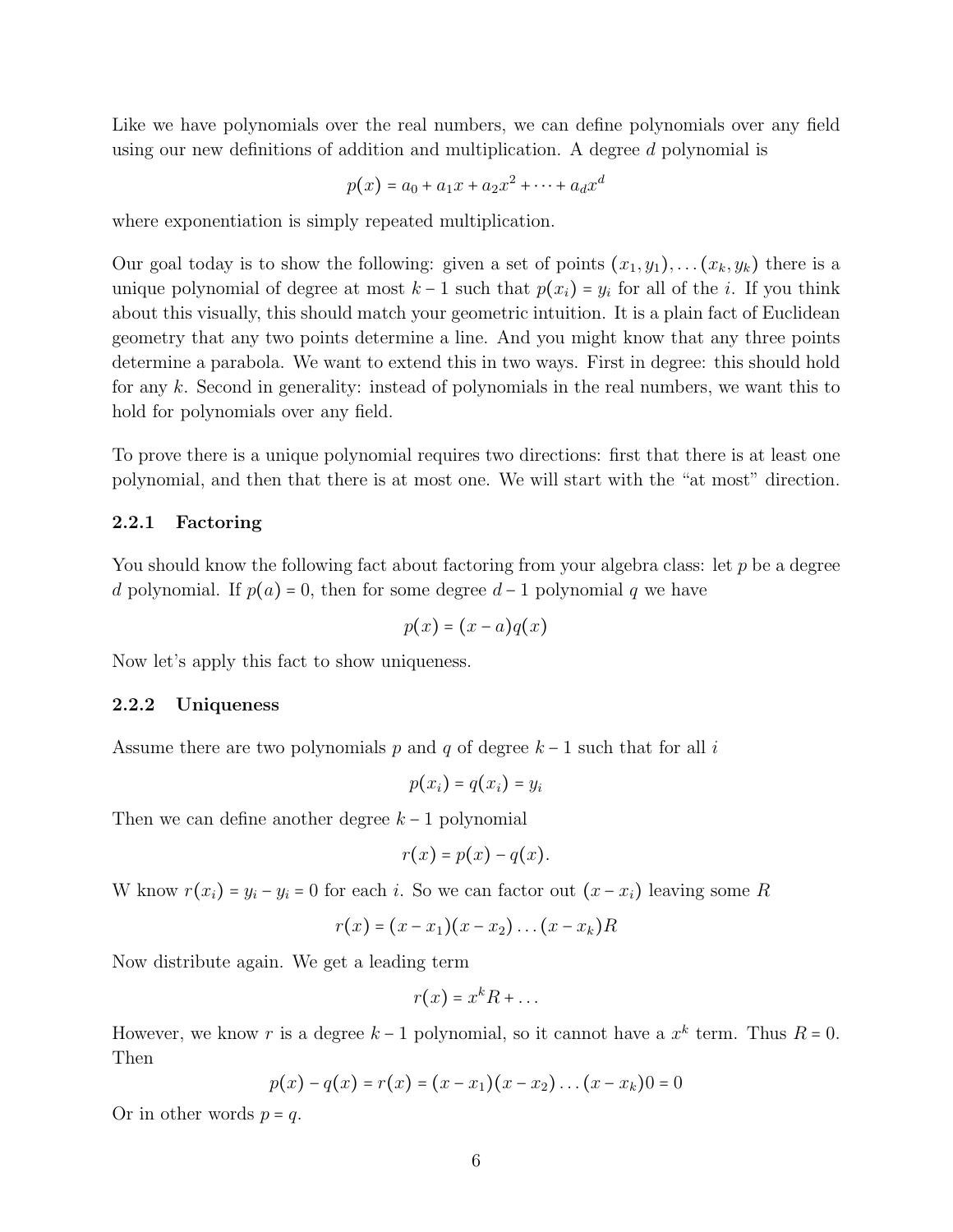Like we have polynomials over the real numbers, we can define polynomials over any field using our new definitions of addition and multiplication. A degree $d$ polynomial is

$$p(x) = a_0 + a_1 x + a_2 x^2 + \cdots + a_d x^d$$

where exponentiation is simply repeated multiplication.

Our goal today is to show the following: given a set of points $(x_1, y_1), \ldots (x_k, y_k)$ there is a unique polynomial of degree at most $k-1$ such that $p(x_i) = y_i$ for all of the $i$. If you think about this visually, this should match your geometric intuition. It is a plain fact of Euclidean geometry that any two points determine a line. And you might know that any three points determine a parabola. We want to extend this in two ways. First in degree: this should hold for any $k$. Second in generality: instead of polynomials in the real numbers, we want this to hold for polynomials over any field.

To prove there is a unique polynomial requires two directions: first that there is at least one polynomial, and then that there is at most one. We will start with the "at most" direction.

### 2.2.1 Factoring

You should know the following fact about factoring from your algebra class: let $p$ be a degree $d$ polynomial. If $p(a) = 0$, then for some degree $d-1$ polynomial $q$ we have

$$p(x) = (x - a)q(x)$$

Now let's apply this fact to show uniqueness.

### 2.2.2 Uniqueness

Assume there are two polynomials $p$ and $q$ of degree $k-1$ such that for all $i$

$$p(x_i) = q(x_i) = y_i$$

Then we can define another degree $k-1$ polynomial

$$r(x) = p(x) - q(x).$$

W know $r(x_i) = y_i - y_i = 0$ for each $i$. So we can factor out $(x - x_i)$ leaving some $R$

$$r(x) = (x - x_1)(x - x_2) \ldots (x - x_k) R$$

Now distribute again. We get a leading term

$$r(x) = x^k R + \ldots$$

However, we know $r$ is a degree $k-1$ polynomial, so it cannot have a $x^k$ term. Thus $R = 0$. Then

$$p(x) - q(x) = r(x) = (x - x_1)(x - x_2) \ldots (x - x_k) 0 = 0$$

Or in other words $p = q$.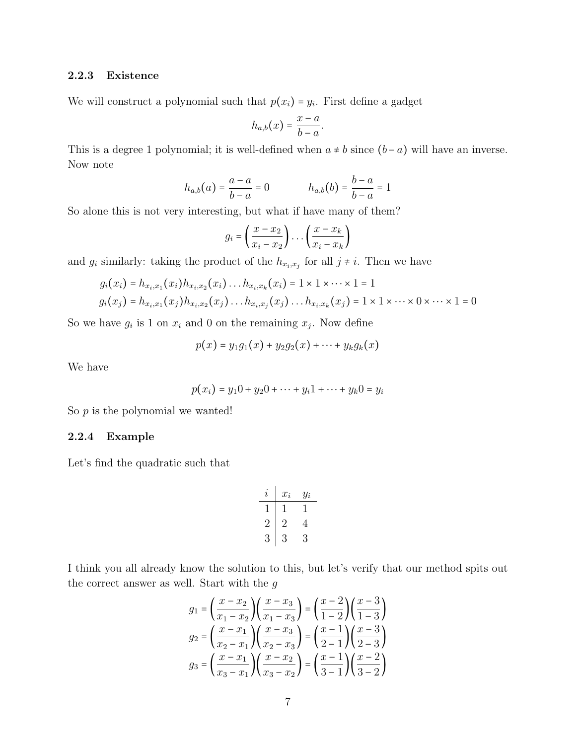### 2.2.3 Existence

We will construct a polynomial such that $p(x_i) = y_i$. First define a gadget

$$h_{a,b}(x) = \frac{x-a}{b-a}.$$

This is a degree 1 polynomial; it is well-defined when $a \neq b$ since $(b-a)$ will have an inverse. Now note

$$h_{a,b}(a) = \frac{a-a}{b-a} = 0 \qquad\qquad h_{a,b}(b) = \frac{b-a}{b-a} = 1$$

So alone this is not very interesting, but what if have many of them?

$$g_i = \left(\frac{x-x_2}{x_i - x_2}\right)\dots\left(\frac{x-x_k}{x_i-x_k}\right)$$

and $g_i$ similarly: taking the product of the $h_{x_i,x_j}$ for all $j \neq i$. Then we have

$$\begin{aligned}
g_i(x_i) &= h_{x_i,x_1}(x_i)h_{x_i,x_2}(x_i)\dots h_{x_i,x_k}(x_i) = 1 \times 1 \times \dots \times 1 = 1 \\
g_i(x_j) &= h_{x_i,x_1}(x_j)h_{x_i,x_2}(x_j)\dots h_{x_i,x_j}(x_j)\dots h_{x_i,x_k}(x_j) = 1 \times 1 \times \dots \times 0 \times \dots \times 1 = 0
\end{aligned}$$

So we have $g_i$ is 1 on $x_i$ and 0 on the remaining $x_j$. Now define

$$p(x) = y_1 g_1(x) + y_2 g_2(x) + \dots + y_k g_k(x)$$

We have

$$p(x_i) = y_1 0 + y_2 0 + \dots + y_i 1 + \dots + y_k 0 = y_i$$

So $p$ is the polynomial we wanted!

### 2.2.4 Example

Let's find the quadratic such that

| $i$ | $x_i$ | $y_i$ |
|---|---|---|
| 1 | 1 | 1 |
| 2 | 2 | 4 |
| 3 | 3 | 3 |

I think you all already know the solution to this, but let's verify that our method spits out the correct answer as well. Start with the $g$

$$\begin{aligned}
g_1 &= \left(\frac{x-x_2}{x_1-x_2}\right)\left(\frac{x-x_3}{x_1-x_3}\right) = \left(\frac{x-2}{1-2}\right)\left(\frac{x-3}{1-3}\right) \\
g_2 &= \left(\frac{x-x_1}{x_2-x_1}\right)\left(\frac{x-x_3}{x_2-x_3}\right) = \left(\frac{x-1}{2-1}\right)\left(\frac{x-3}{2-3}\right) \\
g_3 &= \left(\frac{x-x_1}{x_3-x_1}\right)\left(\frac{x-x_2}{x_3-x_2}\right) = \left(\frac{x-1}{3-1}\right)\left(\frac{x-2}{3-2}\right)
\end{aligned}$$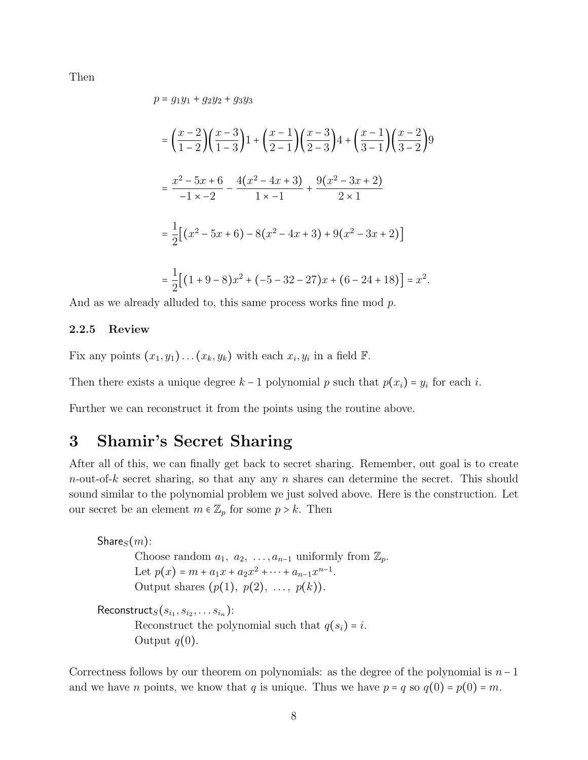Then

$$
\begin{aligned}
p &= g_1 y_1 + g_2 y_2 + g_3 y_3 \\
&= \left(\frac{x-2}{1-2}\right)\left(\frac{x-3}{1-3}\right)1 + \left(\frac{x-1}{2-1}\right)\left(\frac{x-3}{2-3}\right)4 + \left(\frac{x-1}{3-1}\right)\left(\frac{x-2}{3-2}\right)9 \\
&= \frac{x^2-5x+6}{-1\times -2} - \frac{4(x^2-4x+3)}{1\times -1} + \frac{9(x^2-3x+2)}{2\times 1} \\
&= \frac{1}{2}\left[(x^2-5x+6) - 8(x^2-4x+3) + 9(x^2-3x+2)\right] \\
&= \frac{1}{2}\left[(1+9-8)x^2 + (-5-32-27)x + (6-24+18)\right] = x^2.
\end{aligned}
$$

And as we already alluded to, this same process works fine mod $p$.

### 2.2.5 Review

Fix any points $(x_1, y_1) \dots (x_k, y_k)$ with each $x_i, y_i$ in a field $\mathbb{F}$.

Then there exists a unique degree $k-1$ polynomial $p$ such that $p(x_i) = y_i$ for each $i$.

Further we can reconstruct it from the points using the routine above.

# 3 Shamir's Secret Sharing

After all of this, we can finally get back to secret sharing. Remember, out goal is to create $n$-out-of-$k$ secret sharing, so that any any $n$ shares can determine the secret. This should sound similar to the polynomial problem we just solved above. Here is the construction. Let our secret be an element $m \in \mathbb{Z}_p$ for some $p > k$. Then

$\mathsf{Share}_S(m)$:

> Choose random $a_1,\ a_2,\ \dots, a_{n-1}$ uniformly from $\mathbb{Z}_p$.
> Let $p(x) = m + a_1 x + a_2 x^2 + \dots + a_{n-1}x^{n-1}$.
> Output shares $(p(1),\ p(2),\ \dots,\ p(k))$.

$\mathsf{Reconstruct}_S(s_{i_1}, s_{i_2}, \dots s_{i_n})$:

> Reconstruct the polynomial such that $q(s_i) = i$.
> Output $q(0)$.

Correctness follows by our theorem on polynomials: as the degree of the polynomial is $n-1$ and we have $n$ points, we know that $q$ is unique. Thus we have $p = q$ so $q(0) = p(0) = m$.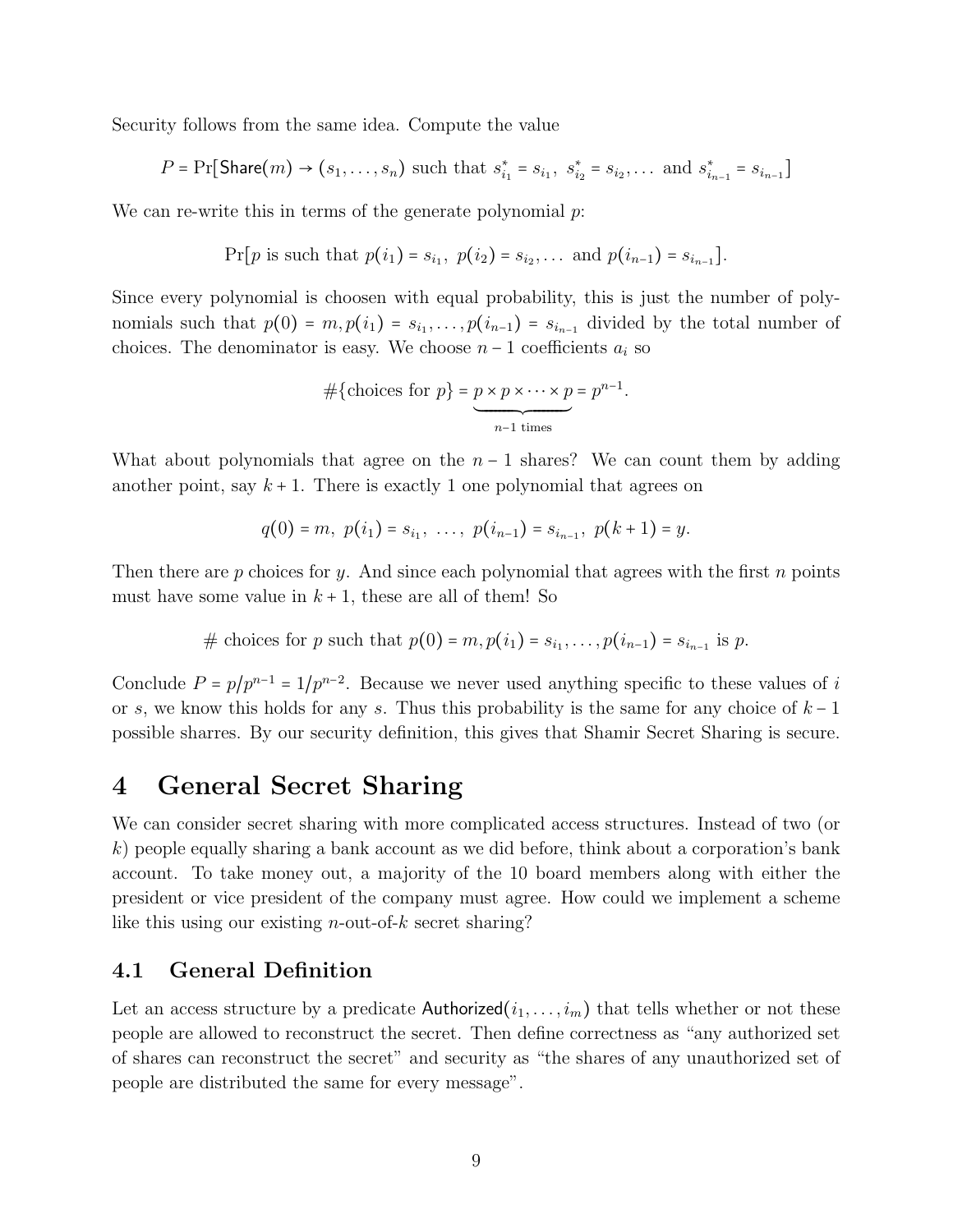Security follows from the same idea. Compute the value

$$P = \Pr[\mathsf{Share}(m) \to (s_1, \dots, s_n) \text{ such that } s^*_{i_1} = s_{i_1},\ s^*_{i_2} = s_{i_2}, \dots \text{ and } s^*_{i_{n-1}} = s_{i_{n-1}}]$$

We can re-write this in terms of the generate polynomial $p$:

$$\Pr[p \text{ is such that } p(i_1) = s_{i_1},\ p(i_2) = s_{i_2}, \dots \text{ and } p(i_{n-1}) = s_{i_{n-1}}].$$

Since every polynomial is choosen with equal probability, this is just the number of polynomials such that $p(0) = m, p(i_1) = s_{i_1}, \dots, p(i_{n-1}) = s_{i_{n-1}}$ divided by the total number of choices. The denominator is easy. We choose $n-1$ coefficients $a_i$ so

$$\#\{\text{choices for } p\} = \underbrace{p \times p \times \cdots \times p}_{n-1 \text{ times}} = p^{n-1}.$$

What about polynomials that agree on the $n-1$ shares? We can count them by adding another point, say $k+1$. There is exactly 1 one polynomial that agrees on

$$q(0) = m,\ p(i_1) = s_{i_1},\ \dots,\ p(i_{n-1}) = s_{i_{n-1}},\ p(k+1) = y.$$

Then there are $p$ choices for $y$. And since each polynomial that agrees with the first $n$ points must have some value in $k+1$, these are all of them! So

$$\#\text{ choices for } p \text{ such that } p(0) = m, p(i_1) = s_{i_1}, \dots, p(i_{n-1}) = s_{i_{n-1}} \text{ is } p.$$

Conclude $P = p/p^{n-1} = 1/p^{n-2}$. Because we never used anything specific to these values of $i$ or $s$, we know this holds for any $s$. Thus this probability is the same for any choice of $k-1$ possible sharres. By our security definition, this gives that Shamir Secret Sharing is secure.

# 4 General Secret Sharing

We can consider secret sharing with more complicated access structures. Instead of two (or $k$) people equally sharing a bank account as we did before, think about a corporation's bank account. To take money out, a majority of the 10 board members along with either the president or vice president of the company must agree. How could we implement a scheme like this using our existing $n$-out-of-$k$ secret sharing?

## 4.1 General Definition

Let an access structure by a predicate $\mathsf{Authorized}(i_1, \dots, i_m)$ that tells whether or not these people are allowed to reconstruct the secret. Then define correctness as "any authorized set of shares can reconstruct the secret" and security as "the shares of any unauthorized set of people are distributed the same for every message".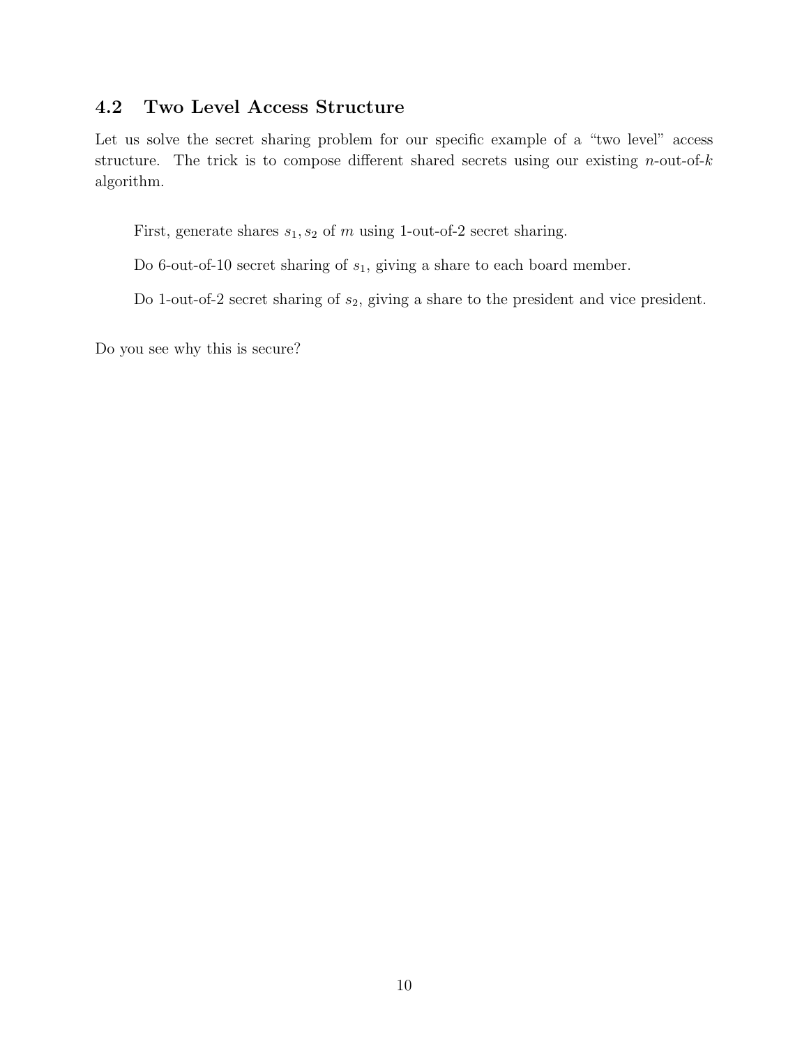### 4.2 Two Level Access Structure

Let us solve the secret sharing problem for our specific example of a "two level" access structure. The trick is to compose different shared secrets using our existing $n$-out-of-$k$ algorithm.

> First, generate shares $s_1, s_2$ of $m$ using 1-out-of-2 secret sharing.
>
> Do 6-out-of-10 secret sharing of $s_1$, giving a share to each board member.
>
> Do 1-out-of-2 secret sharing of $s_2$, giving a share to the president and vice president.

Do you see why this is secure?